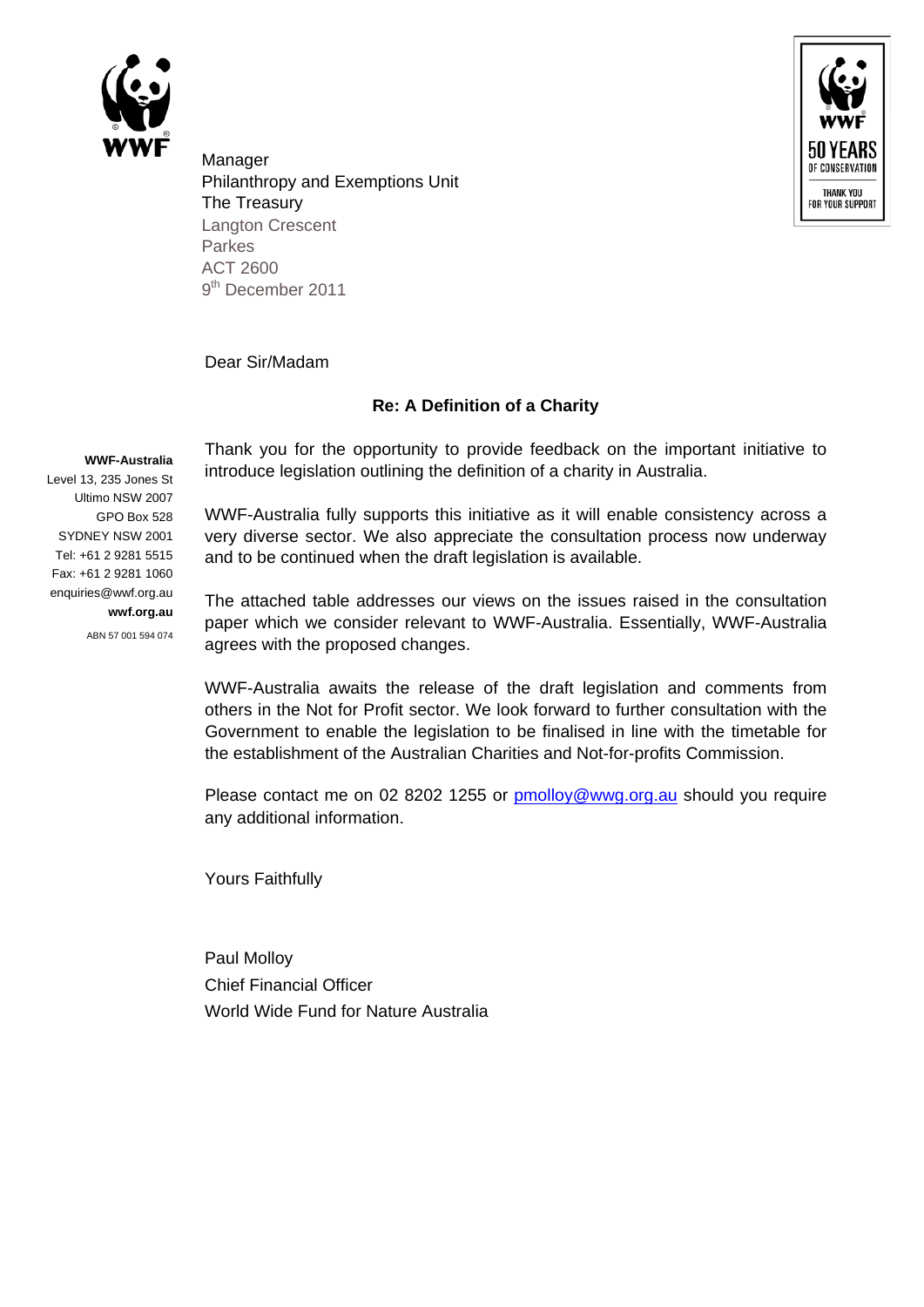Manager
Philanthropy and Exemptions Unit
The Treasury
Langton Crescent
Parkes
ACT 2600
9th December 2011

**WWF-Australia**
Level 13, 235 Jones St
Ultimo NSW 2007
GPO Box 528
SYDNEY NSW 2001
Tel: +61 2 9281 5515
Fax: +61 2 9281 1060
enquiries@wwf.org.au
**wwf.org.au**
ABN 57 001 594 074

Dear Sir/Madam

**Re: A Definition of a Charity**

Thank you for the opportunity to provide feedback on the important initiative to introduce legislation outlining the definition of a charity in Australia.

WWF-Australia fully supports this initiative as it will enable consistency across a very diverse sector. We also appreciate the consultation process now underway and to be continued when the draft legislation is available.

The attached table addresses our views on the issues raised in the consultation paper which we consider relevant to WWF-Australia. Essentially, WWF-Australia agrees with the proposed changes.

WWF-Australia awaits the release of the draft legislation and comments from others in the Not for Profit sector. We look forward to further consultation with the Government to enable the legislation to be finalised in line with the timetable for the establishment of the Australian Charities and Not-for-profits Commission.

Please contact me on 02 8202 1255 or pmolloy@wwg.org.au should you require any additional information.

Yours Faithfully

Paul Molloy
Chief Financial Officer
World Wide Fund for Nature Australia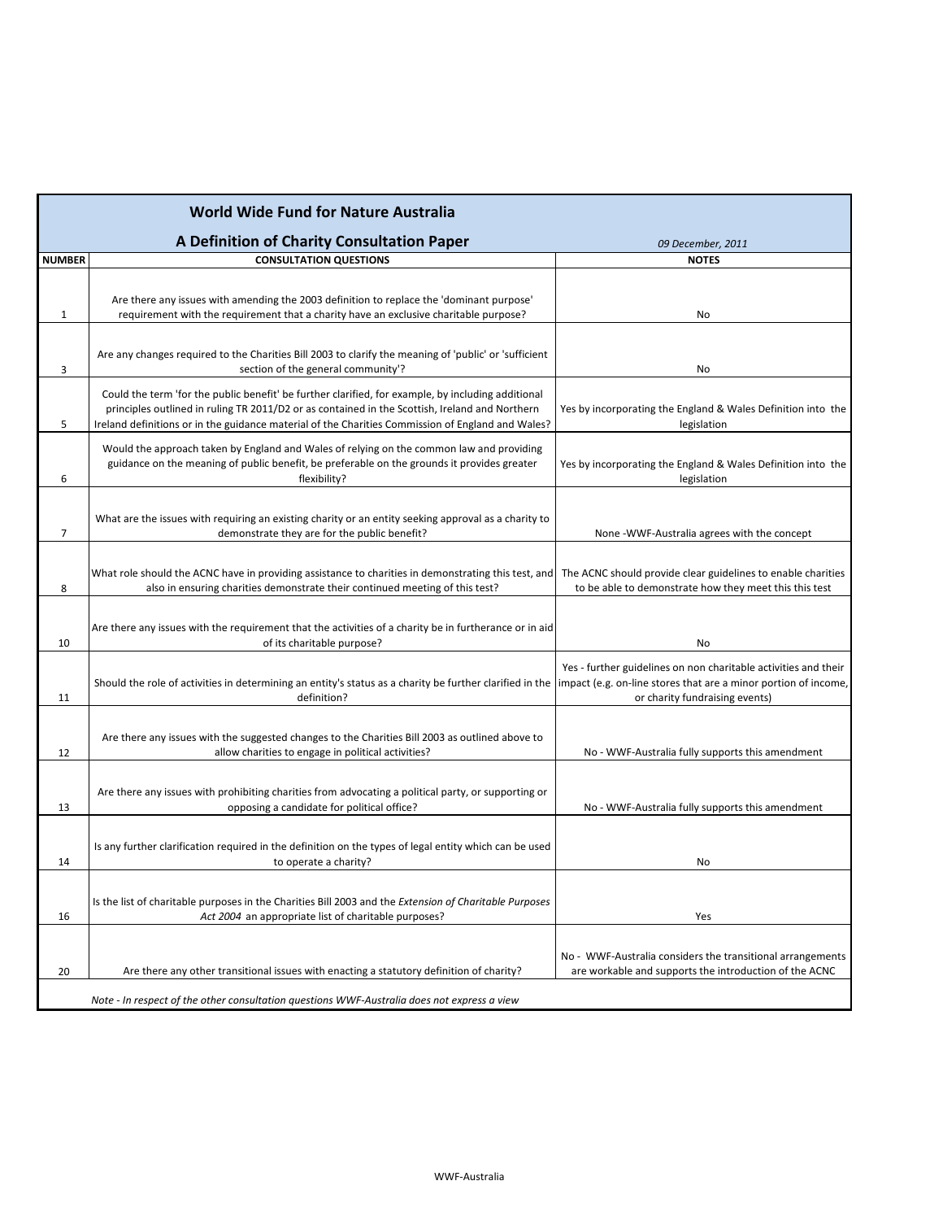## World Wide Fund for Nature Australia

## A Definition of Charity Consultation Paper

*09 December, 2011*

| NUMBER | CONSULTATION QUESTIONS | NOTES |
|---|---|---|
| 1 | Are there any issues with amending the 2003 definition to replace the 'dominant purpose' requirement with the requirement that a charity have an exclusive charitable purpose? | No |
| 3 | Are any changes required to the Charities Bill 2003 to clarify the meaning of 'public' or 'sufficient section of the general community'? | No |
| 5 | Could the term 'for the public benefit' be further clarified, for example, by including additional principles outlined in ruling TR 2011/D2 or as contained in the Scottish, Ireland and Northern Ireland definitions or in the guidance material of the Charities Commission of England and Wales? | Yes by incorporating the England & Wales Definition into the legislation |
| 6 | Would the approach taken by England and Wales of relying on the common law and providing guidance on the meaning of public benefit, be preferable on the grounds it provides greater flexibility? | Yes by incorporating the England & Wales Definition into the legislation |
| 7 | What are the issues with requiring an existing charity or an entity seeking approval as a charity to demonstrate they are for the public benefit? | None -WWF-Australia agrees with the concept |
| 8 | What role should the ACNC have in providing assistance to charities in demonstrating this test, and also in ensuring charities demonstrate their continued meeting of this test? | The ACNC should provide clear guidelines to enable charities to be able to demonstrate how they meet this this test |
| 10 | Are there any issues with the requirement that the activities of a charity be in furtherance or in aid of its charitable purpose? | No |
| 11 | Should the role of activities in determining an entity's status as a charity be further clarified in the definition? | Yes - further guidelines on non charitable activities and their impact (e.g. on-line stores that are a minor portion of income, or charity fundraising events) |
| 12 | Are there any issues with the suggested changes to the Charities Bill 2003 as outlined above to allow charities to engage in political activities? | No - WWF-Australia fully supports this amendment |
| 13 | Are there any issues with prohibiting charities from advocating a political party, or supporting or opposing a candidate for political office? | No - WWF-Australia fully supports this amendment |
| 14 | Is any further clarification required in the definition on the types of legal entity which can be used to operate a charity? | No |
| 16 | Is the list of charitable purposes in the Charities Bill 2003 and the *Extension of Charitable Purposes Act 2004* an appropriate list of charitable purposes? | Yes |
| 20 | Are there any other transitional issues with enacting a statutory definition of charity? | No - WWF-Australia considers the transitional arrangements are workable and supports the introduction of the ACNC |

*Note - In respect of the other consultation questions WWF-Australia does not express a view*